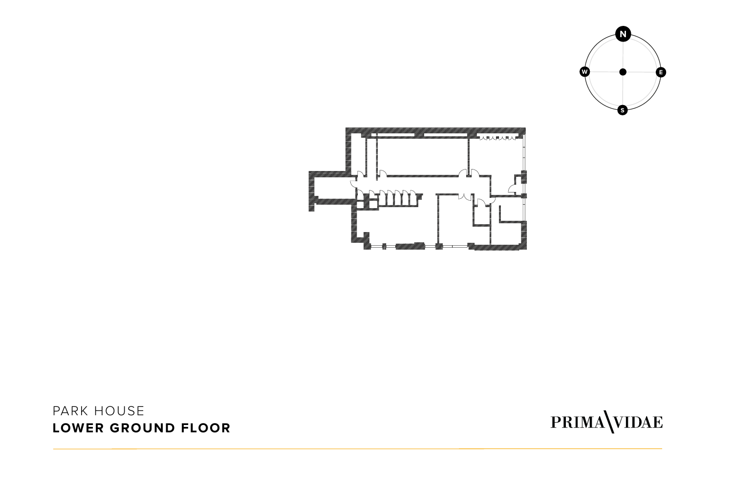PARK HOUSE

**LOWER GROUND FLOOR**

PRIMA VIDAE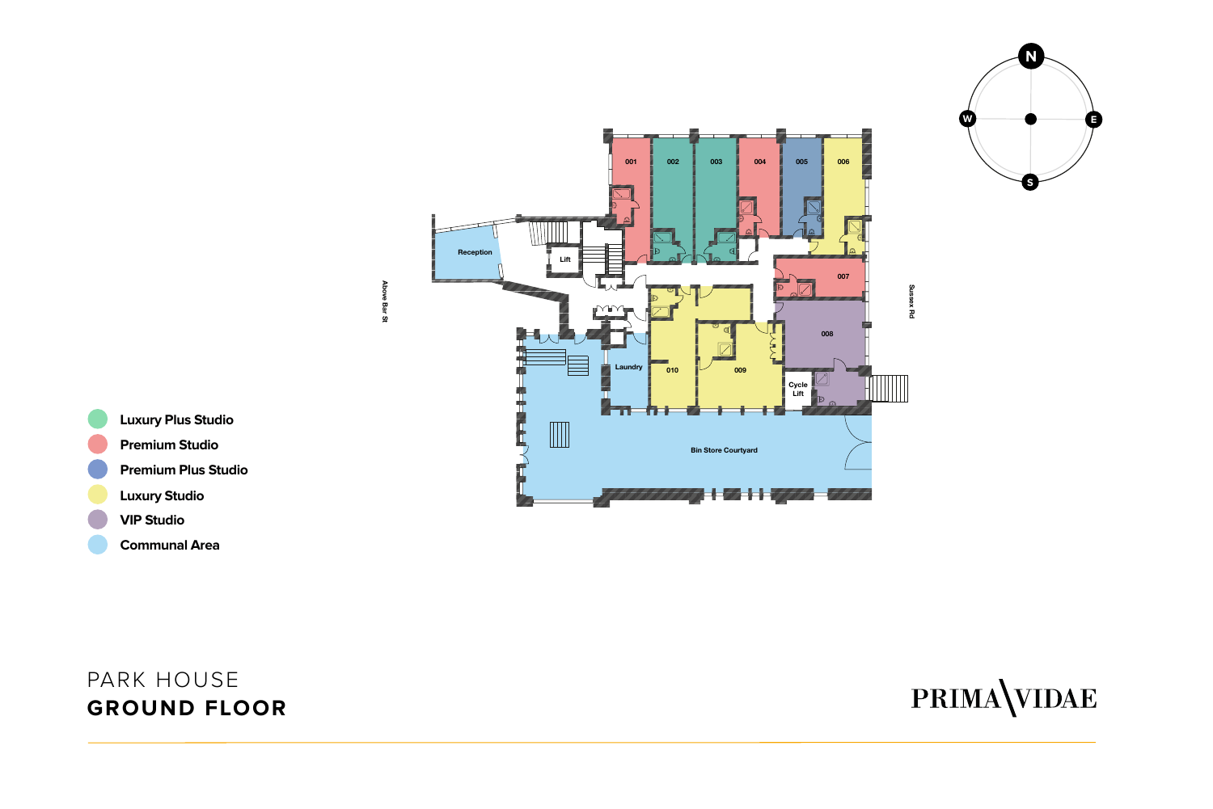# PARK HOUSE
## GROUND FLOOR

- Luxury Plus Studio
- Premium Studio
- Premium Plus Studio
- Luxury Studio
- VIP Studio
- Communal Area

001 002 003 004 005 006

Reception

Lift

007

008

Laundry

010

009

Cycle Lift

Bin Store Courtyard

Above Bar St

Sussex Rd

N E S W

PRIMA VIDAE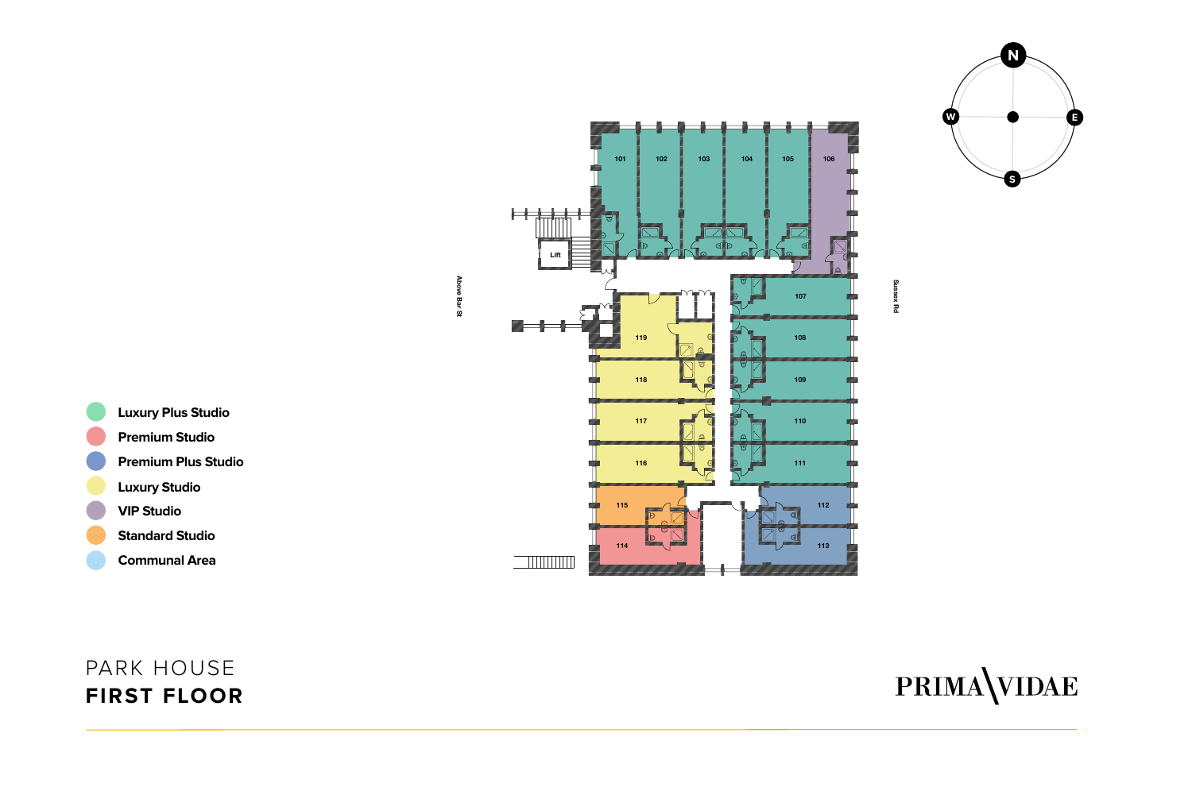# PARK HOUSE
## FIRST FLOOR

- Luxury Plus Studio
- Premium Studio
- Premium Plus Studio
- Luxury Studio
- VIP Studio
- Standard Studio
- Communal Area

Above Bar St

Sussex Rd

Lift

101 102 103 104 105 106

107 108 109 110 111 112 113

114 115 116 117 118 119

N E S W

PRIMA VIDAE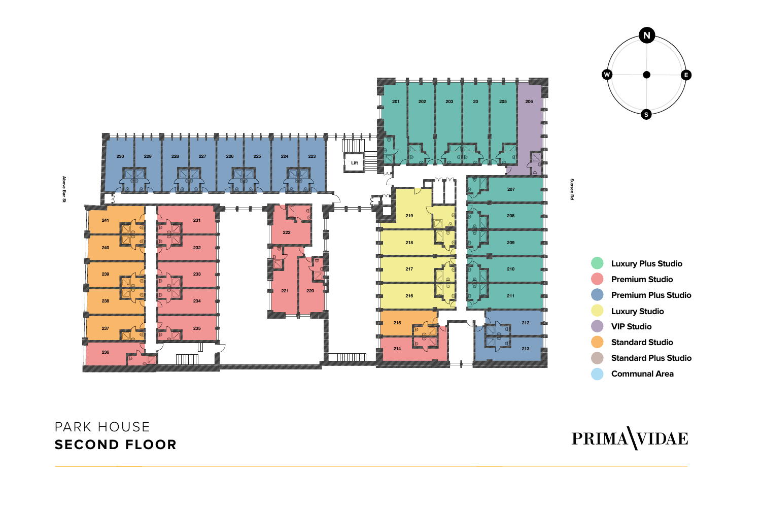# PARK HOUSE
## SECOND FLOOR

- Luxury Plus Studio
- Premium Studio
- Premium Plus Studio
- Luxury Studio
- VIP Studio
- Standard Studio
- Standard Plus Studio
- Communal Area

PRIMA VIDAE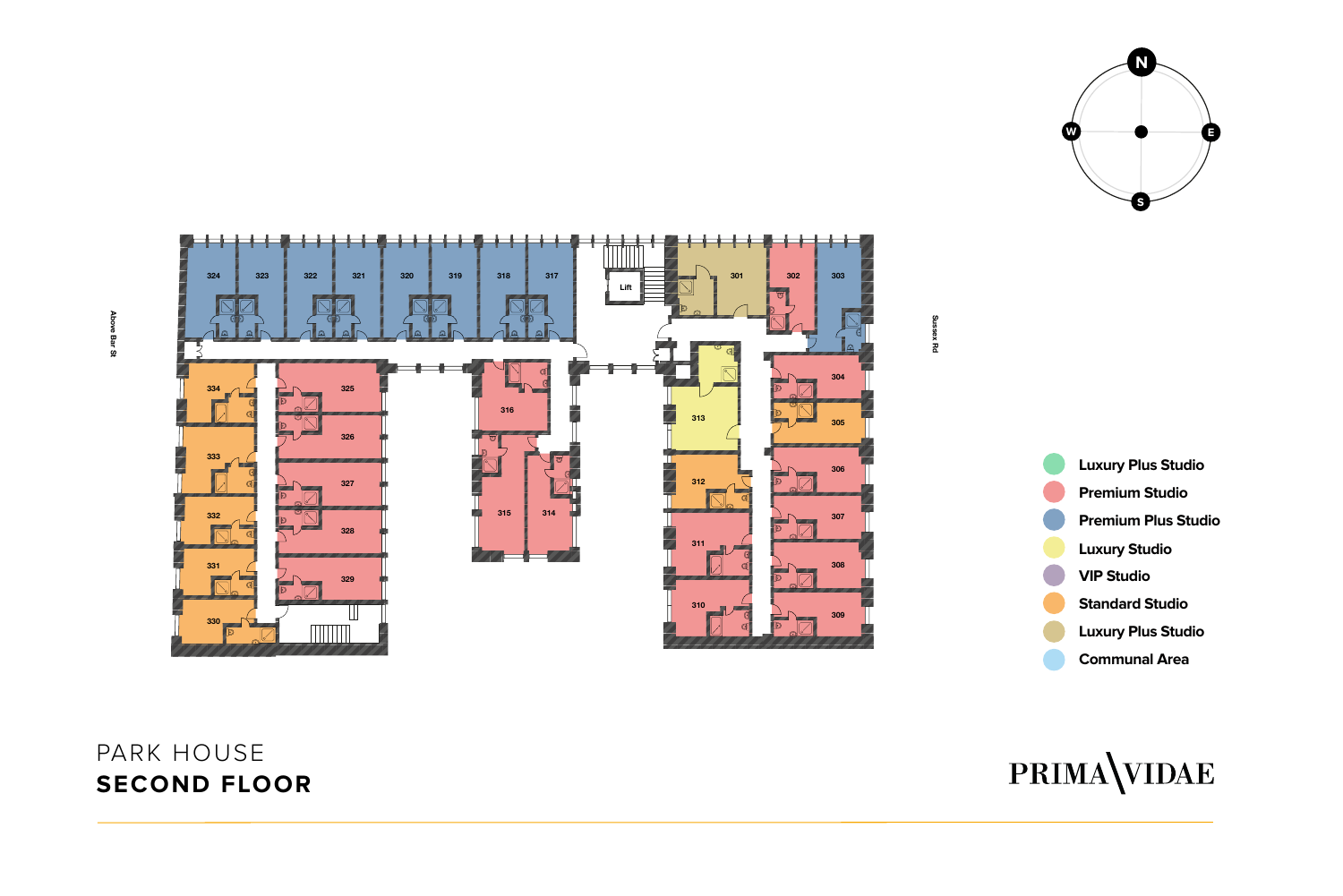# PARK HOUSE
## SECOND FLOOR

- Luxury Plus Studio
- Premium Studio
- Premium Plus Studio
- Luxury Studio
- VIP Studio
- Standard Studio
- Luxury Plus Studio
- Communal Area

PRIMA VIDAE